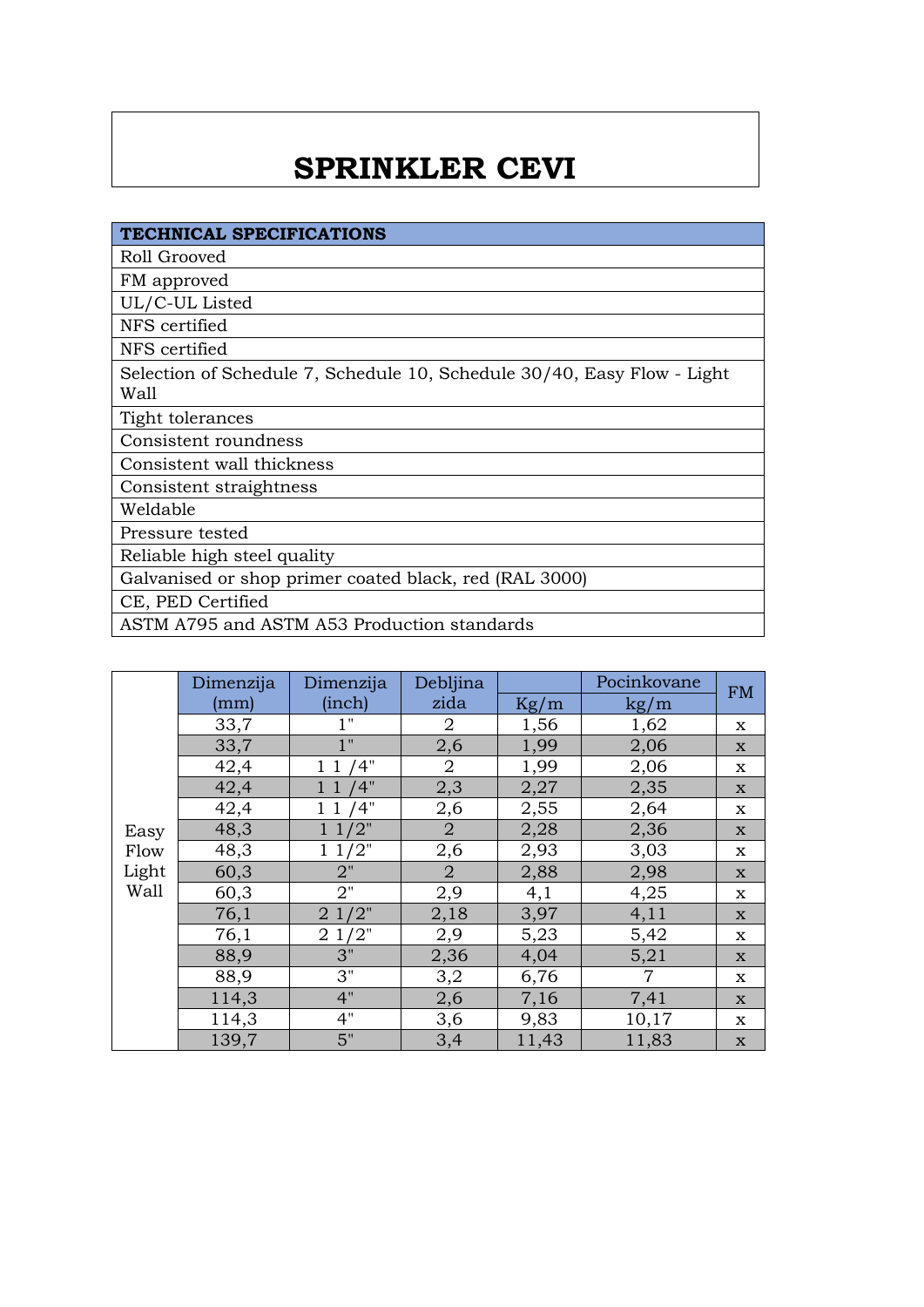# SPRINKLER CEVI

| TECHNICAL SPECIFICATIONS |
| --- |
| Roll Grooved |
| FM approved |
| UL/C-UL Listed |
| NFS certified |
| NFS certified |
| Selection of Schedule 7, Schedule 10, Schedule 30/40, Easy Flow - Light Wall |
| Tight tolerances |
| Consistent roundness |
| Consistent wall thickness |
| Consistent straightness |
| Weldable |
| Pressure tested |
| Reliable high steel quality |
| Galvanised or shop primer coated black, red (RAL 3000) |
| CE, PED Certified |
| ASTM A795 and ASTM A53 Production standards |

| | Dimenzija (mm) | Dimenzija (inch) | Debljina zida | Kg/m | Pocinkovane kg/m | FM |
| --- | --- | --- | --- | --- | --- | --- |
| Easy Flow Light Wall | 33,7 | 1" | 2 | 1,56 | 1,62 | x |
| | 33,7 | 1" | 2,6 | 1,99 | 2,06 | x |
| | 42,4 | 1 1 /4" | 2 | 1,99 | 2,06 | x |
| | 42,4 | 1 1 /4" | 2,3 | 2,27 | 2,35 | x |
| | 42,4 | 1 1 /4" | 2,6 | 2,55 | 2,64 | x |
| | 48,3 | 1 1/2" | 2 | 2,28 | 2,36 | x |
| | 48,3 | 1 1/2" | 2,6 | 2,93 | 3,03 | x |
| | 60,3 | 2" | 2 | 2,88 | 2,98 | x |
| | 60,3 | 2" | 2,9 | 4,1 | 4,25 | x |
| | 76,1 | 2 1/2" | 2,18 | 3,97 | 4,11 | x |
| | 76,1 | 2 1/2" | 2,9 | 5,23 | 5,42 | x |
| | 88,9 | 3" | 2,36 | 4,04 | 5,21 | x |
| | 88,9 | 3" | 3,2 | 6,76 | 7 | x |
| | 114,3 | 4" | 2,6 | 7,16 | 7,41 | x |
| | 114,3 | 4" | 3,6 | 9,83 | 10,17 | x |
| | 139,7 | 5" | 3,4 | 11,43 | 11,83 | x |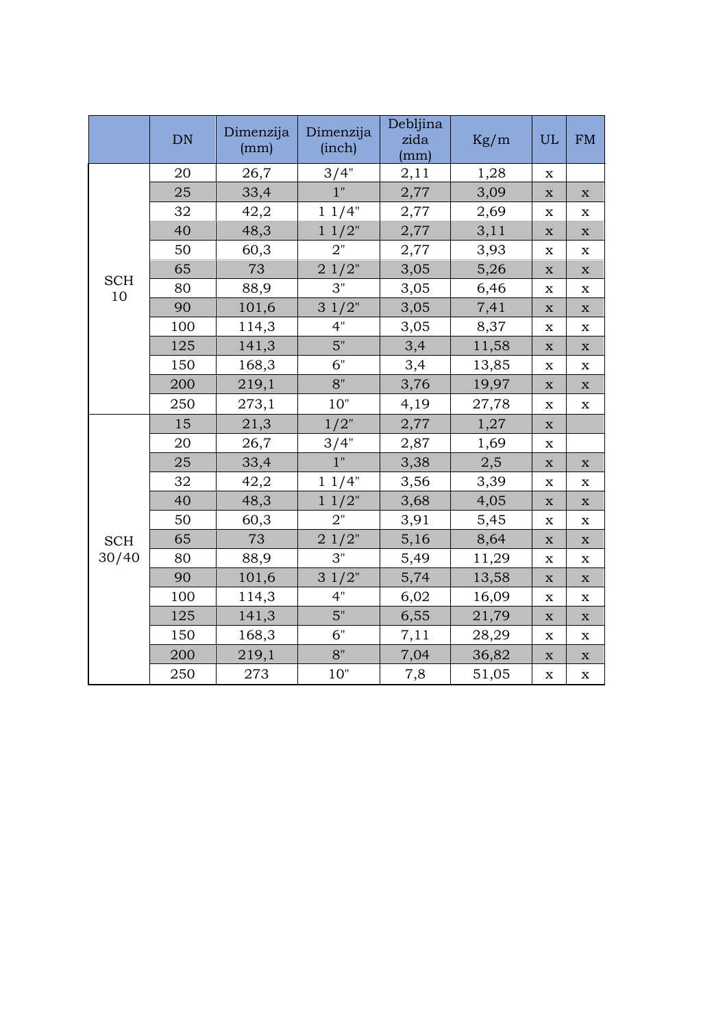| | DN | Dimenzija (mm) | Dimenzija (inch) | Debljina zida (mm) | Kg/m | UL | FM |
|---|---|---|---|---|---|---|---|
| SCH 10 | 20 | 26,7 | 3/4" | 2,11 | 1,28 | x | |
| | 25 | 33,4 | 1" | 2,77 | 3,09 | x | x |
| | 32 | 42,2 | 1 1/4" | 2,77 | 2,69 | x | x |
| | 40 | 48,3 | 1 1/2" | 2,77 | 3,11 | x | x |
| | 50 | 60,3 | 2" | 2,77 | 3,93 | x | x |
| | 65 | 73 | 2 1/2" | 3,05 | 5,26 | x | x |
| | 80 | 88,9 | 3" | 3,05 | 6,46 | x | x |
| | 90 | 101,6 | 3 1/2" | 3,05 | 7,41 | x | x |
| | 100 | 114,3 | 4" | 3,05 | 8,37 | x | x |
| | 125 | 141,3 | 5" | 3,4 | 11,58 | x | x |
| | 150 | 168,3 | 6" | 3,4 | 13,85 | x | x |
| | 200 | 219,1 | 8" | 3,76 | 19,97 | x | x |
| | 250 | 273,1 | 10" | 4,19 | 27,78 | x | x |
| SCH 30/40 | 15 | 21,3 | 1/2" | 2,77 | 1,27 | x | |
| | 20 | 26,7 | 3/4" | 2,87 | 1,69 | x | |
| | 25 | 33,4 | 1" | 3,38 | 2,5 | x | x |
| | 32 | 42,2 | 1 1/4" | 3,56 | 3,39 | x | x |
| | 40 | 48,3 | 1 1/2" | 3,68 | 4,05 | x | x |
| | 50 | 60,3 | 2" | 3,91 | 5,45 | x | x |
| | 65 | 73 | 2 1/2" | 5,16 | 8,64 | x | x |
| | 80 | 88,9 | 3" | 5,49 | 11,29 | x | x |
| | 90 | 101,6 | 3 1/2" | 5,74 | 13,58 | x | x |
| | 100 | 114,3 | 4" | 6,02 | 16,09 | x | x |
| | 125 | 141,3 | 5" | 6,55 | 21,79 | x | x |
| | 150 | 168,3 | 6" | 7,11 | 28,29 | x | x |
| | 200 | 219,1 | 8" | 7,04 | 36,82 | x | x |
| | 250 | 273 | 10" | 7,8 | 51,05 | x | x |